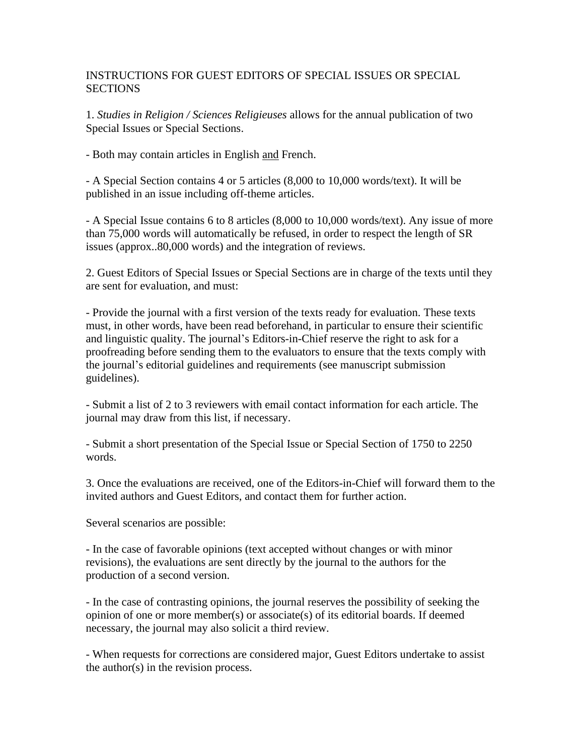# INSTRUCTIONS FOR GUEST EDITORS OF SPECIAL ISSUES OR SPECIAL SECTIONS

1. *Studies in Religion / Sciences Religieuses* allows for the annual publication of two Special Issues or Special Sections.

- Both may contain articles in English <u>and</u> French.

- A Special Section contains 4 or 5 articles (8,000 to 10,000 words/text). It will be published in an issue including off-theme articles.

- A Special Issue contains 6 to 8 articles (8,000 to 10,000 words/text). Any issue of more than 75,000 words will automatically be refused, in order to respect the length of SR issues (approx..80,000 words) and the integration of reviews.

2. Guest Editors of Special Issues or Special Sections are in charge of the texts until they are sent for evaluation, and must:

- Provide the journal with a first version of the texts ready for evaluation. These texts must, in other words, have been read beforehand, in particular to ensure their scientific and linguistic quality. The journal's Editors-in-Chief reserve the right to ask for a proofreading before sending them to the evaluators to ensure that the texts comply with the journal's editorial guidelines and requirements (see manuscript submission guidelines).

- Submit a list of 2 to 3 reviewers with email contact information for each article. The journal may draw from this list, if necessary.

- Submit a short presentation of the Special Issue or Special Section of 1750 to 2250 words.

3. Once the evaluations are received, one of the Editors-in-Chief will forward them to the invited authors and Guest Editors, and contact them for further action.

Several scenarios are possible:

- In the case of favorable opinions (text accepted without changes or with minor revisions), the evaluations are sent directly by the journal to the authors for the production of a second version.

- In the case of contrasting opinions, the journal reserves the possibility of seeking the opinion of one or more member(s) or associate(s) of its editorial boards. If deemed necessary, the journal may also solicit a third review.

- When requests for corrections are considered major, Guest Editors undertake to assist the author(s) in the revision process.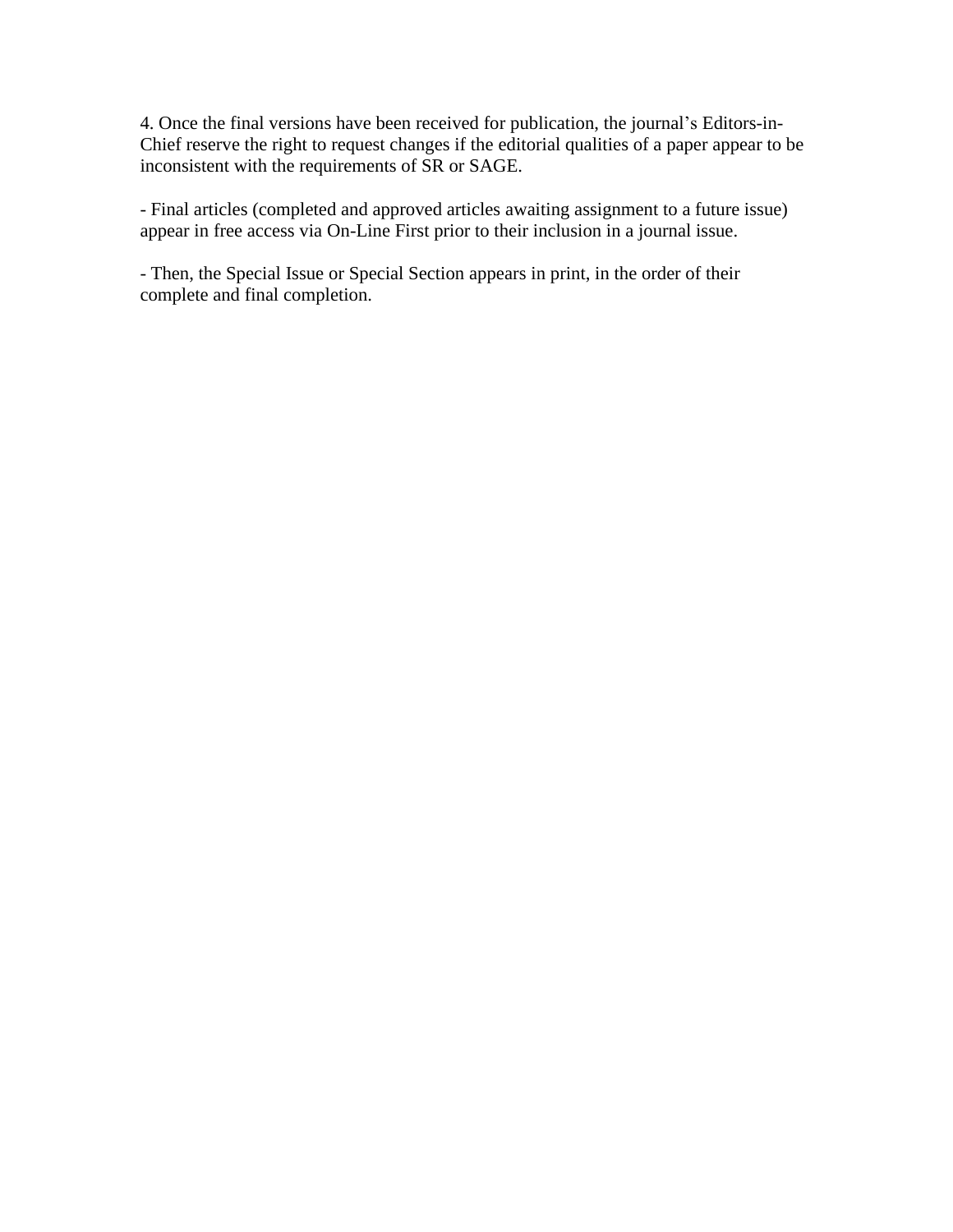4. Once the final versions have been received for publication, the journal's Editors-in-Chief reserve the right to request changes if the editorial qualities of a paper appear to be inconsistent with the requirements of SR or SAGE.

- Final articles (completed and approved articles awaiting assignment to a future issue) appear in free access via On-Line First prior to their inclusion in a journal issue.

- Then, the Special Issue or Special Section appears in print, in the order of their complete and final completion.